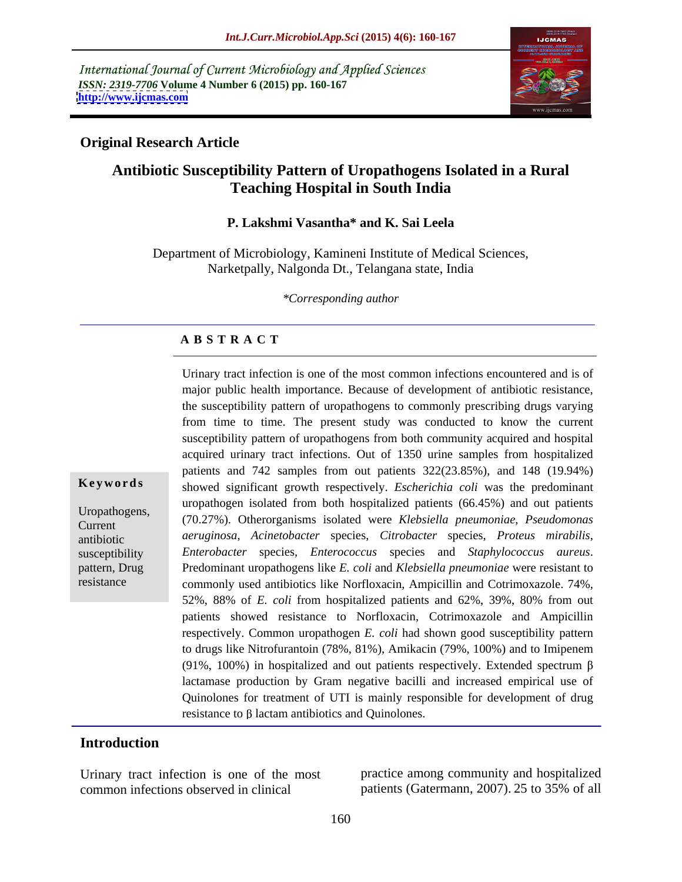International Journal of Current Microbiology and Applied Sciences
*ISSN: 2319-7706* **Volume 4 Number 6 (2015) pp. 160-167**
**http://www.ijcmas.com**

**Original Research Article**

# Antibiotic Susceptibility Pattern of Uropathogens Isolated in a Rural Teaching Hospital in South India

**P. Lakshmi Vasantha\* and K. Sai Leela**

Department of Microbiology, Kamineni Institute of Medical Sciences, Narketpally, Nalgonda Dt., Telangana state, India

*\*Corresponding author*

## A B S T R A C T

**Keywords**

Uropathogens, Current antibiotic susceptibility pattern, Drug resistance

Urinary tract infection is one of the most common infections encountered and is of major public health importance. Because of development of antibiotic resistance, the susceptibility pattern of uropathogens to commonly prescribing drugs varying from time to time. The present study was conducted to know the current susceptibility pattern of uropathogens from both community acquired and hospital acquired urinary tract infections. Out of 1350 urine samples from hospitalized patients and 742 samples from out patients 322(23.85%), and 148 (19.94%) showed significant growth respectively. *Escherichia coli* was the predominant uropathogen isolated from both hospitalized patients (66.45%) and out patients (70.27%). Otherorganisms isolated were *Klebsiella pneumoniae*, *Pseudomonas aeruginosa*, *Acinetobacter* species, *Citrobacter* species, *Proteus mirabilis*, *Enterobacter* species, *Enterococcus* species and *Staphylococcus aureus*. Predominant uropathogens like *E. coli* and *Klebsiella pneumoniae* were resistant to commonly used antibiotics like Norfloxacin, Ampicillin and Cotrimoxazole. 74%, 52%, 88% of *E. coli* from hospitalized patients and 62%, 39%, 80% from out patients showed resistance to Norfloxacin, Cotrimoxazole and Ampicillin respectively. Common uropathogen *E. coli* had shown good susceptibility pattern to drugs like Nitrofurantoin (78%, 81%), Amikacin (79%, 100%) and to Imipenem (91%, 100%) in hospitalized and out patients respectively. Extended spectrum β lactamase production by Gram negative bacilli and increased empirical use of Quinolones for treatment of UTI is mainly responsible for development of drug resistance to β lactam antibiotics and Quinolones.

## Introduction

Urinary tract infection is one of the most common infections observed in clinical practice among community and hospitalized patients (Gatermann, 2007). 25 to 35% of all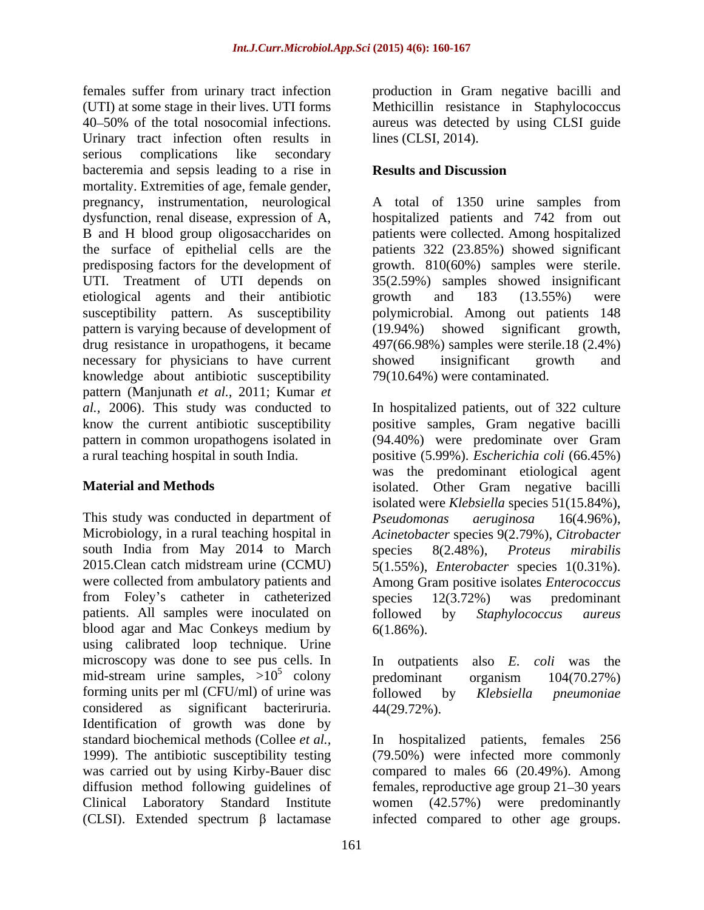females suffer from urinary tract infection (UTI) at some stage in their lives. UTI forms 40–50% of the total nosocomial infections. Urinary tract infection often results in serious complications like secondary bacteremia and sepsis leading to a rise in mortality. Extremities of age, female gender, pregnancy, instrumentation, neurological dysfunction, renal disease, expression of A, B and H blood group oligosaccharides on the surface of epithelial cells are the predisposing factors for the development of UTI. Treatment of UTI depends on etiological agents and their antibiotic susceptibility pattern. As susceptibility pattern is varying because of development of drug resistance in uropathogens, it became necessary for physicians to have current knowledge about antibiotic susceptibility pattern (Manjunath *et al.,* 2011; Kumar *et al.,* 2006). This study was conducted to know the current antibiotic susceptibility pattern in common uropathogens isolated in a rural teaching hospital in south India.

## Material and Methods

This study was conducted in department of Microbiology, in a rural teaching hospital in south India from May 2014 to March 2015.Clean catch midstream urine (CCMU) were collected from ambulatory patients and from Foley's catheter in catheterized patients. All samples were inoculated on blood agar and Mac Conkeys medium by using calibrated loop technique. Urine microscopy was done to see pus cells. In mid-stream urine samples, $>10^5$ colony forming units per ml (CFU/ml) of urine was considered as significant bacteriruria. Identification of growth was done by standard biochemical methods (Collee *et al.,* 1999). The antibiotic susceptibility testing was carried out by using Kirby-Bauer disc diffusion method following guidelines of Clinical Laboratory Standard Institute (CLSI). Extended spectrum $\beta$ lactamase production in Gram negative bacilli and Methicillin resistance in Staphylococcus aureus was detected by using CLSI guide lines (CLSI, 2014).

## Results and Discussion

A total of 1350 urine samples from hospitalized patients and 742 from out patients were collected. Among hospitalized patients 322 (23.85%) showed significant growth. 810(60%) samples were sterile. 35(2.59%) samples showed insignificant growth and 183 (13.55%) were polymicrobial. Among out patients 148 (19.94%) showed significant growth, 497(66.98%) samples were sterile.18 (2.4%) showed insignificant growth and 79(10.64%) were contaminated.

In hospitalized patients, out of 322 culture positive samples, Gram negative bacilli (94.40%) were predominate over Gram positive (5.99%). *Escherichia coli* (66.45%) was the predominant etiological agent isolated. Other Gram negative bacilli isolated were *Klebsiella* species 51(15.84%), *Pseudomonas aeruginosa* 16(4.96%), *Acinetobacter* species 9(2.79%), *Citrobacter* species 8(2.48%), *Proteus mirabilis* 5(1.55%), *Enterobacter* species 1(0.31%). Among Gram positive isolates *Enterococcus* species 12(3.72%) was predominant followed by *Staphylococcus aureus* 6(1.86%).

In outpatients also *E. coli* was the predominant organism 104(70.27%) followed by *Klebsiella pneumoniae* 44(29.72%).

In hospitalized patients, females 256 (79.50%) were infected more commonly compared to males 66 (20.49%). Among females, reproductive age group 21–30 years women (42.57%) were predominantly infected compared to other age groups.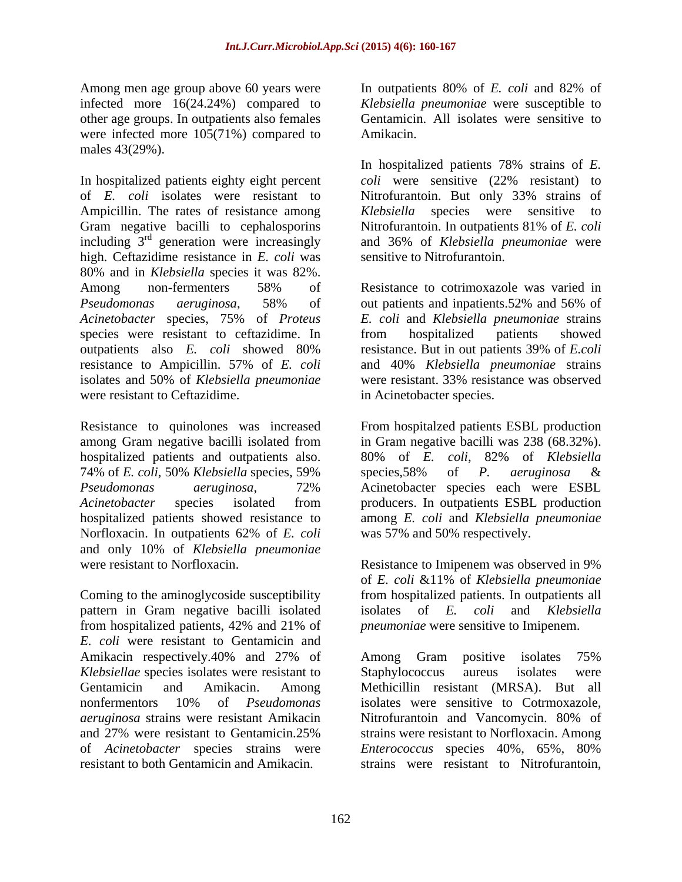Among men age group above 60 years were infected more 16(24.24%) compared to other age groups. In outpatients also females were infected more 105(71%) compared to males 43(29%).

In hospitalized patients eighty eight percent of *E. coli* isolates were resistant to Ampicillin. The rates of resistance among Gram negative bacilli to cephalosporins including 3rd generation were increasingly high. Ceftazidime resistance in *E. coli* was 80% and in *Klebsiella* species it was 82%. Among non-fermenters 58% of *Pseudomonas aeruginosa*, 58% of *Acinetobacter* species, 75% of *Proteus* species were resistant to ceftazidime. In outpatients also *E. coli* showed 80% resistance to Ampicillin. 57% of *E. coli* isolates and 50% of *Klebsiella pneumoniae* were resistant to Ceftazidime.

Resistance to quinolones was increased among Gram negative bacilli isolated from hospitalized patients and outpatients also. 74% of *E. coli*, 50% *Klebsiella* species, 59% *Pseudomonas aeruginosa*, 72% *Acinetobacter* species isolated from hospitalized patients showed resistance to Norfloxacin. In outpatients 62% of *E. coli* and only 10% of *Klebsiella pneumoniae* were resistant to Norfloxacin.

Coming to the aminoglycoside susceptibility pattern in Gram negative bacilli isolated from hospitalized patients, 42% and 21% of *E. coli* were resistant to Gentamicin and Amikacin respectively.40% and 27% of *Klebsiellae* species isolates were resistant to Gentamicin and Amikacin. Among nonfermentors 10% of *Pseudomonas aeruginosa* strains were resistant Amikacin and 27% were resistant to Gentamicin.25% of *Acinetobacter* species strains were resistant to both Gentamicin and Amikacin.

In outpatients 80% of *E. coli* and 82% of *Klebsiella pneumoniae* were susceptible to Gentamicin. All isolates were sensitive to Amikacin.

In hospitalized patients 78% strains of *E. coli* were sensitive (22% resistant) to Nitrofurantoin. But only 33% strains of *Klebsiella* species were sensitive to Nitrofurantoin. In outpatients 81% of *E. coli* and 36% of *Klebsiella pneumoniae* were sensitive to Nitrofurantoin.

Resistance to cotrimoxazole was varied in out patients and inpatients.52% and 56% of *E. coli* and *Klebsiella pneumoniae* strains from hospitalized patients showed resistance. But in out patients 39% of *E.coli* and 40% *Klebsiella pneumoniae* strains were resistant. 33% resistance was observed in Acinetobacter species.

From hospitalzed patients ESBL production in Gram negative bacilli was 238 (68.32%). 80% of *E. coli*, 82% of *Klebsiella* species,58% of *P. aeruginosa* & Acinetobacter species each were ESBL producers. In outpatients ESBL production among *E. coli* and *Klebsiella pneumoniae* was 57% and 50% respectively.

Resistance to Imipenem was observed in 9% of *E. coli* &11% of *Klebsiella pneumoniae* from hospitalized patients. In outpatients all isolates of *E. coli* and *Klebsiella pneumoniae* were sensitive to Imipenem.

Among Gram positive isolates 75% Staphylococcus aureus isolates were Methicillin resistant (MRSA). But all isolates were sensitive to Cotrmoxazole, Nitrofurantoin and Vancomycin. 80% of strains were resistant to Norfloxacin. Among *Enterococcus* species 40%, 65%, 80% strains were resistant to Nitrofurantoin,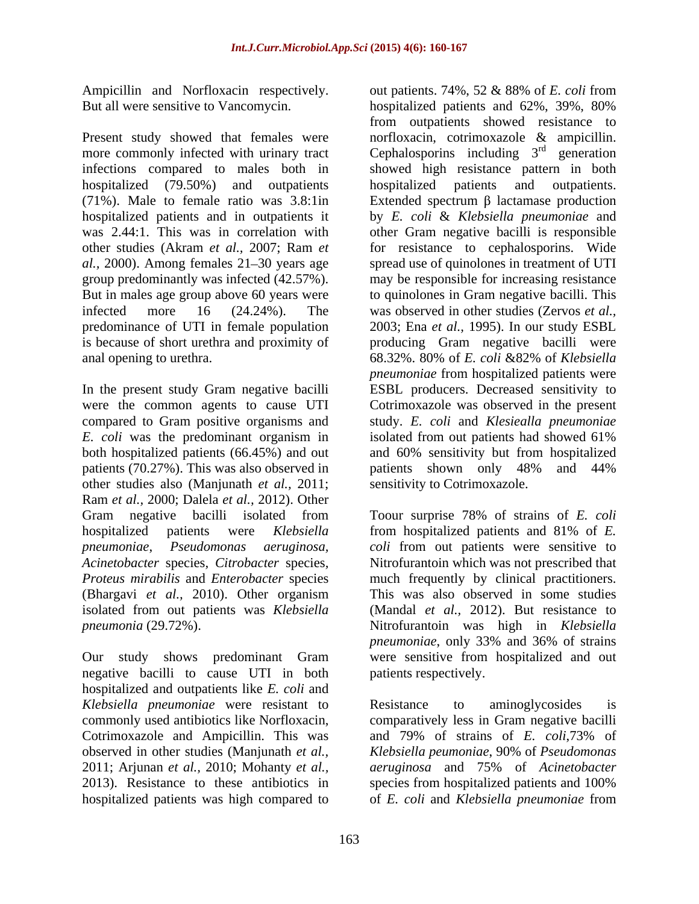Ampicillin and Norfloxacin respectively. But all were sensitive to Vancomycin.

Present study showed that females were more commonly infected with urinary tract infections compared to males both in hospitalized (79.50%) and outpatients (71%). Male to female ratio was 3.8:1in hospitalized patients and in outpatients it was 2.44:1. This was in correlation with other studies (Akram *et al.,* 2007; Ram *et al.,* 2000). Among females 21–30 years age group predominantly was infected (42.57%). But in males age group above 60 years were infected more 16 (24.24%). The predominance of UTI in female population is because of short urethra and proximity of anal opening to urethra.

In the present study Gram negative bacilli were the common agents to cause UTI compared to Gram positive organisms and *E. coli* was the predominant organism in both hospitalized patients (66.45%) and out patients (70.27%). This was also observed in other studies also (Manjunath *et al.,* 2011; Ram *et al.,* 2000; Dalela *et al.,* 2012). Other Gram negative bacilli isolated from hospitalized patients were *Klebsiella pneumoniae*, *Pseudomonas aeruginosa, Acinetobacter* species, *Citrobacter* species, *Proteus mirabilis* and *Enterobacter* species (Bhargavi *et al.,* 2010). Other organism isolated from out patients was *Klebsiella pneumonia* (29.72%).

Our study shows predominant Gram negative bacilli to cause UTI in both hospitalized and outpatients like *E. coli* and *Klebsiella pneumoniae* were resistant to commonly used antibiotics like Norfloxacin, Cotrimoxazole and Ampicillin. This was observed in other studies (Manjunath *et al.,* 2011; Arjunan *et al.,* 2010; Mohanty *et al.,* 2013). Resistance to these antibiotics in hospitalized patients was high compared to out patients. 74%, 52 & 88% of *E. coli* from hospitalized patients and 62%, 39%, 80% from outpatients showed resistance to norfloxacin, cotrimoxazole & ampicillin. Cephalosporins including 3rd generation showed high resistance pattern in both hospitalized patients and outpatients. Extended spectrum β lactamase production by *E. coli* & *Klebsiella pneumoniae* and other Gram negative bacilli is responsible for resistance to cephalosporins. Wide spread use of quinolones in treatment of UTI may be responsible for increasing resistance to quinolones in Gram negative bacilli. This was observed in other studies (Zervos *et al.,* 2003; Ena *et al.,* 1995). In our study ESBL producing Gram negative bacilli were 68.32%. 80% of *E. coli* &82% of *Klebsiella pneumoniae* from hospitalized patients were ESBL producers. Decreased sensitivity to Cotrimoxazole was observed in the present study. *E. coli* and *Klesiealla pneumoniae* isolated from out patients had showed 61% and 60% sensitivity but from hospitalized patients shown only 48% and 44% sensitivity to Cotrimoxazole.

Toour surprise 78% of strains of *E. coli* from hospitalized patients and 81% of *E. coli* from out patients were sensitive to Nitrofurantoin which was not prescribed that much frequently by clinical practitioners. This was also observed in some studies (Mandal *et al.,* 2012). But resistance to Nitrofurantoin was high in *Klebsiella pneumoniae*, only 33% and 36% of strains were sensitive from hospitalized and out patients respectively.

Resistance to aminoglycosides is comparatively less in Gram negative bacilli and 79% of strains of *E. coli*,73% of *Klebsiella peumoniae*, 90% of *Pseudomonas aeruginosa* and 75% of *Acinetobacter* species from hospitalized patients and 100% of *E. coli* and *Klebsiella pneumoniae* from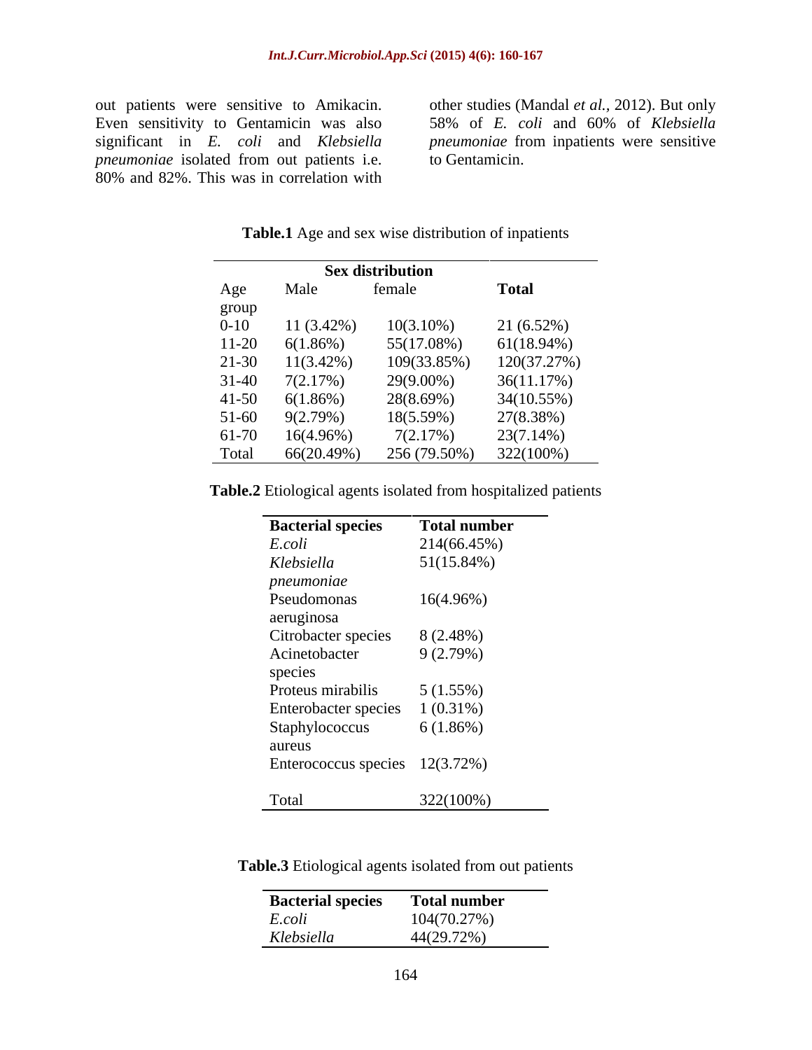out patients were sensitive to Amikacin. Even sensitivity to Gentamicin was also significant in *E. coli* and *Klebsiella pneumoniae* isolated from out patients i.e. 80% and 82%. This was in correlation with other studies (Mandal *et al.,* 2012). But only 58% of *E. coli* and 60% of *Klebsiella pneumoniae* from inpatients were sensitive to Gentamicin.

**Table.1** Age and sex wise distribution of inpatients

| | Sex distribution | | |
|---|---|---|---|
| Age group | Male | female | **Total** |
| 0-10 | 11 (3.42%) | 10(3.10%) | 21 (6.52%) |
| 11-20 | 6(1.86%) | 55(17.08%) | 61(18.94%) |
| 21-30 | 11(3.42%) | 109(33.85%) | 120(37.27%) |
| 31-40 | 7(2.17%) | 29(9.00%) | 36(11.17%) |
| 41-50 | 6(1.86%) | 28(8.69%) | 34(10.55%) |
| 51-60 | 9(2.79%) | 18(5.59%) | 27(8.38%) |
| 61-70 | 16(4.96%) | 7(2.17%) | 23(7.14%) |
| Total | 66(20.49%) | 256 (79.50%) | 322(100%) |

**Table.2** Etiological agents isolated from hospitalized patients

| **Bacterial species** | **Total number** |
|---|---|
| *E.coli* | 214(66.45%) |
| *Klebsiella pneumoniae* | 51(15.84%) |
| Pseudomonas aeruginosa | 16(4.96%) |
| Citrobacter species | 8 (2.48%) |
| Acinetobacter species | 9 (2.79%) |
| Proteus mirabilis | 5 (1.55%) |
| Enterobacter species | 1 (0.31%) |
| Staphylococcus aureus | 6 (1.86%) |
| Enterococcus species | 12(3.72%) |
| Total | 322(100%) |

**Table.3** Etiological agents isolated from out patients

| **Bacterial species** | **Total number** |
|---|---|
| *E.coli* | 104(70.27%) |
| *Klebsiella* | 44(29.72%) |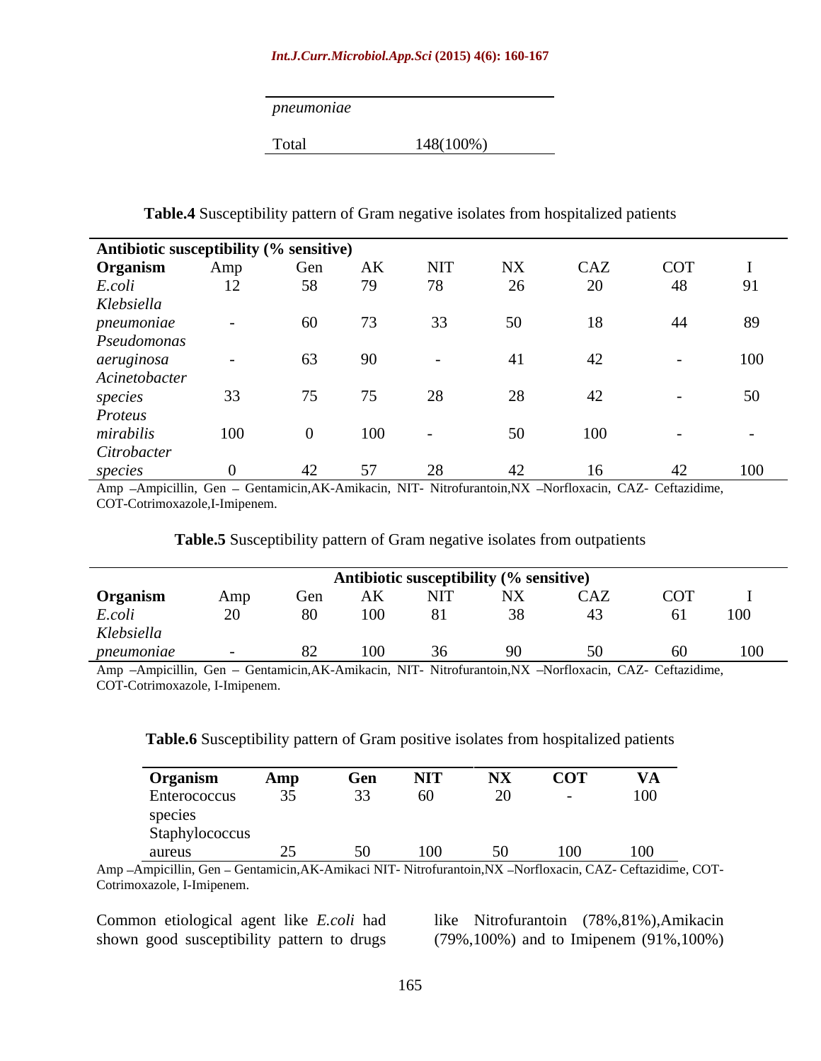| | |
|---|---|
| *pneumoniae* | |
| Total | 148(100%) |

**Table.4** Susceptibility pattern of Gram negative isolates from hospitalized patients

| Antibiotic susceptibility (% sensitive) | | | | | | | | |
|---|---|---|---|---|---|---|---|---|
| **Organism** | Amp | Gen | AK | NIT | NX | CAZ | COT | I |
| *E.coli* | 12 | 58 | 79 | 78 | 26 | 20 | 48 | 91 |
| *Klebsiella pneumoniae* | - | 60 | 73 | 33 | 50 | 18 | 44 | 89 |
| *Pseudomonas aeruginosa* | - | 63 | 90 | - | 41 | 42 | - | 100 |
| *Acinetobacter species* | 33 | 75 | 75 | 28 | 28 | 42 | - | 50 |
| *Proteus mirabilis* | 100 | 0 | 100 | - | 50 | 100 | - | - |
| *Citrobacter species* | 0 | 42 | 57 | 28 | 42 | 16 | 42 | 100 |

Amp –Ampicillin, Gen – Gentamicin,AK-Amikacin, NIT- Nitrofurantoin,NX –Norfloxacin, CAZ- Ceftazidime, COT-Cotrimoxazole,I-Imipenem.

**Table.5** Susceptibility pattern of Gram negative isolates from outpatients

| | Antibiotic susceptibility (% sensitive) | | | | | | | |
|---|---|---|---|---|---|---|---|---|
| **Organism** | Amp | Gen | AK | NIT | NX | CAZ | COT | I |
| *E.coli* | 20 | 80 | 100 | 81 | 38 | 43 | 61 | 100 |
| *Klebsiella pneumoniae* | - | 82 | 100 | 36 | 90 | 50 | 60 | 100 |

Amp –Ampicillin, Gen – Gentamicin,AK-Amikacin, NIT- Nitrofurantoin,NX –Norfloxacin, CAZ- Ceftazidime, COT-Cotrimoxazole, I-Imipenem.

**Table.6** Susceptibility pattern of Gram positive isolates from hospitalized patients

| **Organism** | **Amp** | **Gen** | **NIT** | **NX** | **COT** | **VA** |
|---|---|---|---|---|---|---|
| Enterococcus species | 35 | 33 | 60 | 20 | - | 100 |
| Staphylococcus aureus | 25 | 50 | 100 | 50 | 100 | 100 |

Amp –Ampicillin, Gen – Gentamicin,AK-Amikaci NIT- Nitrofurantoin,NX –Norfloxacin, CAZ- Ceftazidime, COT-Cotrimoxazole, I-Imipenem.

Common etiological agent like *E.coli* had shown good susceptibility pattern to drugs like Nitrofurantoin (78%,81%),Amikacin (79%,100%) and to Imipenem (91%,100%)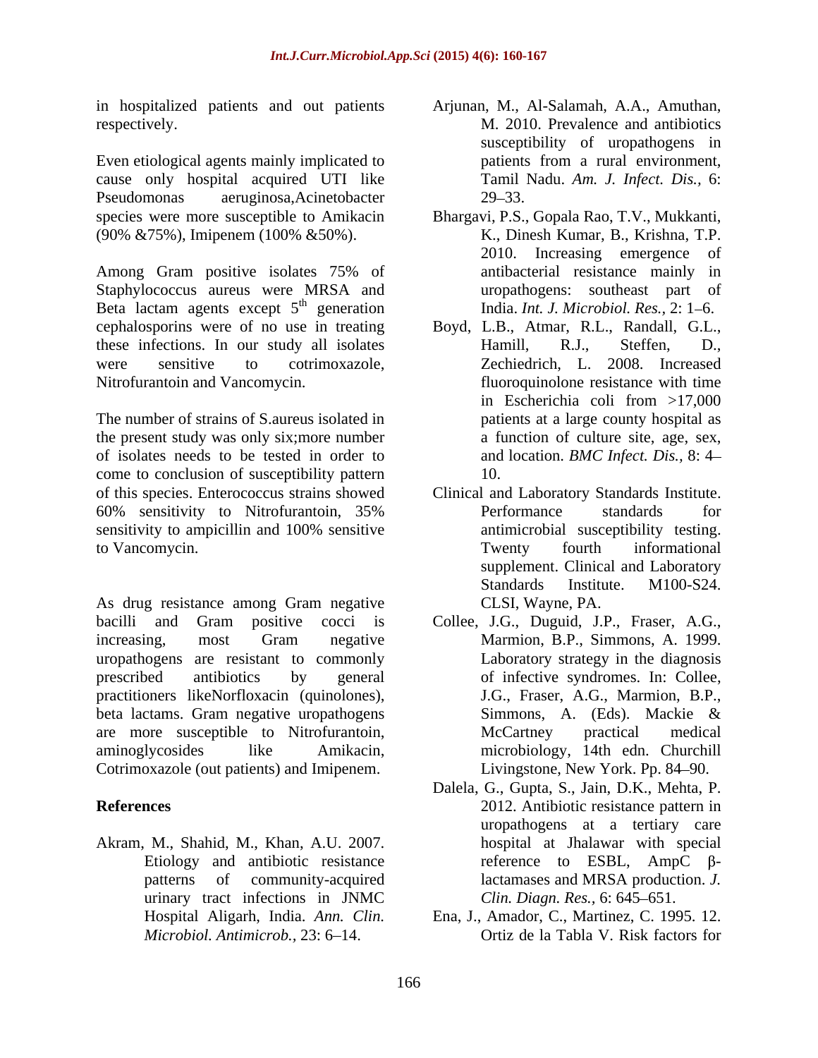in hospitalized patients and out patients respectively.

Even etiological agents mainly implicated to cause only hospital acquired UTI like Pseudomonas aeruginosa,Acinetobacter species were more susceptible to Amikacin (90% &75%), Imipenem (100% &50%).

Among Gram positive isolates 75% of Staphylococcus aureus were MRSA and Beta lactam agents except 5th generation cephalosporins were of no use in treating these infections. In our study all isolates were sensitive to cotrimoxazole, Nitrofurantoin and Vancomycin.

The number of strains of S.aureus isolated in the present study was only six;more number of isolates needs to be tested in order to come to conclusion of susceptibility pattern of this species. Enterococcus strains showed 60% sensitivity to Nitrofurantoin, 35% sensitivity to ampicillin and 100% sensitive to Vancomycin.

As drug resistance among Gram negative bacilli and Gram positive cocci is increasing, most Gram negative uropathogens are resistant to commonly prescribed antibiotics by general practitioners likeNorfloxacin (quinolones), beta lactams. Gram negative uropathogens are more susceptible to Nitrofurantoin, aminoglycosides like Amikacin, Cotrimoxazole (out patients) and Imipenem.

## References

Akram, M., Shahid, M., Khan, A.U. 2007. Etiology and antibiotic resistance patterns of community-acquired urinary tract infections in JNMC Hospital Aligarh, India. *Ann. Clin. Microbiol. Antimicrob.,* 23: 6–14.

Arjunan, M., Al-Salamah, A.A., Amuthan, M. 2010. Prevalence and antibiotics susceptibility of uropathogens in patients from a rural environment, Tamil Nadu. *Am. J. Infect. Dis.,* 6: 29–33.

Bhargavi, P.S., Gopala Rao, T.V., Mukkanti, K., Dinesh Kumar, B., Krishna, T.P. 2010. Increasing emergence of antibacterial resistance mainly in uropathogens: southeast part of India. *Int. J. Microbiol. Res.,* 2: 1–6.

Boyd, L.B., Atmar, R.L., Randall, G.L., Hamill, R.J., Steffen, D., Zechiedrich, L. 2008. Increased fluoroquinolone resistance with time in Escherichia coli from >17,000 patients at a large county hospital as a function of culture site, age, sex, and location. *BMC Infect. Dis.,* 8: 4–10.

Clinical and Laboratory Standards Institute. Performance standards for antimicrobial susceptibility testing. Twenty fourth informational supplement. Clinical and Laboratory Standards Institute. M100-S24. CLSI, Wayne, PA.

Collee, J.G., Duguid, J.P., Fraser, A.G., Marmion, B.P., Simmons, A. 1999. Laboratory strategy in the diagnosis of infective syndromes. In: Collee, J.G., Fraser, A.G., Marmion, B.P., Simmons, A. (Eds). Mackie & McCartney practical medical microbiology, 14th edn. Churchill Livingstone, New York. Pp. 84–90.

Dalela, G., Gupta, S., Jain, D.K., Mehta, P. 2012. Antibiotic resistance pattern in uropathogens at a tertiary care hospital at Jhalawar with special reference to ESBL, AmpC β-lactamases and MRSA production. *J. Clin. Diagn. Res.,* 6: 645–651.

Ena, J., Amador, C., Martinez, C. 1995. 12. Ortiz de la Tabla V. Risk factors for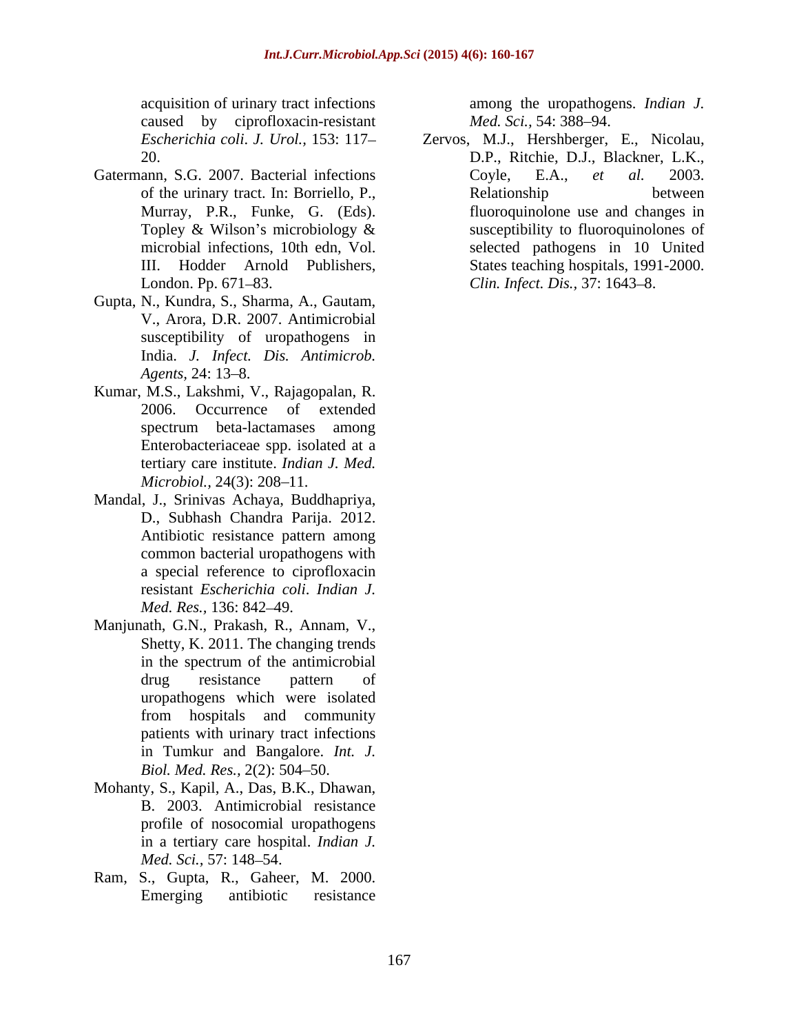acquisition of urinary tract infections caused by ciprofloxacin-resistant *Escherichia coli*. *J. Urol.,* 153: 117–20.

Gatermann, S.G. 2007. Bacterial infections of the urinary tract. In: Borriello, P., Murray, P.R., Funke, G. (Eds). Topley & Wilson's microbiology & microbial infections, 10th edn, Vol. III. Hodder Arnold Publishers, London. Pp. 671–83.

Gupta, N., Kundra, S., Sharma, A., Gautam, V., Arora, D.R. 2007. Antimicrobial susceptibility of uropathogens in India. *J. Infect. Dis. Antimicrob. Agents,* 24: 13–8.

Kumar, M.S., Lakshmi, V., Rajagopalan, R. 2006. Occurrence of extended spectrum beta-lactamases among Enterobacteriaceae spp. isolated at a tertiary care institute. *Indian J. Med. Microbiol.,* 24(3): 208–11.

Mandal, J., Srinivas Achaya, Buddhapriya, D., Subhash Chandra Parija. 2012. Antibiotic resistance pattern among common bacterial uropathogens with a special reference to ciprofloxacin resistant *Escherichia coli*. *Indian J. Med. Res.,* 136: 842–49.

Manjunath, G.N., Prakash, R., Annam, V., Shetty, K. 2011. The changing trends in the spectrum of the antimicrobial drug resistance pattern of uropathogens which were isolated from hospitals and community patients with urinary tract infections in Tumkur and Bangalore. *Int. J. Biol. Med. Res.,* 2(2): 504–50.

Mohanty, S., Kapil, A., Das, B.K., Dhawan, B. 2003. Antimicrobial resistance profile of nosocomial uropathogens in a tertiary care hospital. *Indian J. Med. Sci.,* 57: 148–54.

Ram, S., Gupta, R., Gaheer, M. 2000. Emerging antibiotic resistance among the uropathogens. *Indian J. Med. Sci.,* 54: 388–94.

Zervos, M.J., Hershberger, E., Nicolau, D.P., Ritchie, D.J., Blackner, L.K., Coyle, E.A., *et al.* 2003. Relationship between fluoroquinolone use and changes in susceptibility to fluoroquinolones of selected pathogens in 10 United States teaching hospitals, 1991-2000. *Clin. Infect. Dis.,* 37: 1643–8.